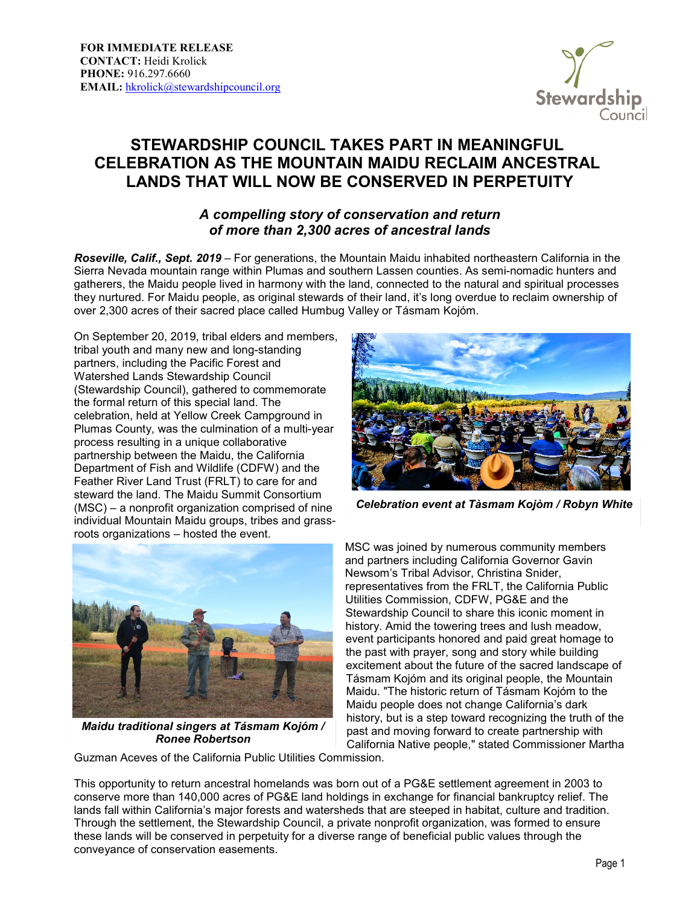**FOR IMMEDIATE RELEASE**
**CONTACT:** Heidi Krolick
**PHONE:** 916.297.6660
**EMAIL:** hkrolick@stewardshipcouncil.org

# STEWARDSHIP COUNCIL TAKES PART IN MEANINGFUL CELEBRATION AS THE MOUNTAIN MAIDU RECLAIM ANCESTRAL LANDS THAT WILL NOW BE CONSERVED IN PERPETUITY

### *A compelling story of conservation and return of more than 2,300 acres of ancestral lands*

***Roseville, Calif., Sept. 2019*** – For generations, the Mountain Maidu inhabited northeastern California in the Sierra Nevada mountain range within Plumas and southern Lassen counties. As semi-nomadic hunters and gatherers, the Maidu people lived in harmony with the land, connected to the natural and spiritual processes they nurtured. For Maidu people, as original stewards of their land, it's long overdue to reclaim ownership of over 2,300 acres of their sacred place called Humbug Valley or Tásmam Kojóm.

On September 20, 2019, tribal elders and members, tribal youth and many new and long-standing partners, including the Pacific Forest and Watershed Lands Stewardship Council (Stewardship Council), gathered to commemorate the formal return of this special land. The celebration, held at Yellow Creek Campground in Plumas County, was the culmination of a multi-year process resulting in a unique collaborative partnership between the Maidu, the California Department of Fish and Wildlife (CDFW) and the Feather River Land Trust (FRLT) to care for and steward the land. The Maidu Summit Consortium (MSC) – a nonprofit organization comprised of nine individual Mountain Maidu groups, tribes and grass-roots organizations – hosted the event.

***Celebration event at Tàsmam Kojòm / Robyn White***

***Maidu traditional singers at Tásmam Kojóm / Ronee Robertson***

MSC was joined by numerous community members and partners including California Governor Gavin Newsom's Tribal Advisor, Christina Snider, representatives from the FRLT, the California Public Utilities Commission, CDFW, PG&E and the Stewardship Council to share this iconic moment in history. Amid the towering trees and lush meadow, event participants honored and paid great homage to the past with prayer, song and story while building excitement about the future of the sacred landscape of Tásmam Kojóm and its original people, the Mountain Maidu. "The historic return of Tásmam Kojóm to the Maidu people does not change California's dark history, but is a step toward recognizing the truth of the past and moving forward to create partnership with California Native people," stated Commissioner Martha Guzman Aceves of the California Public Utilities Commission.

This opportunity to return ancestral homelands was born out of a PG&E settlement agreement in 2003 to conserve more than 140,000 acres of PG&E land holdings in exchange for financial bankruptcy relief. The lands fall within California's major forests and watersheds that are steeped in habitat, culture and tradition. Through the settlement, the Stewardship Council, a private nonprofit organization, was formed to ensure these lands will be conserved in perpetuity for a diverse range of beneficial public values through the conveyance of conservation easements.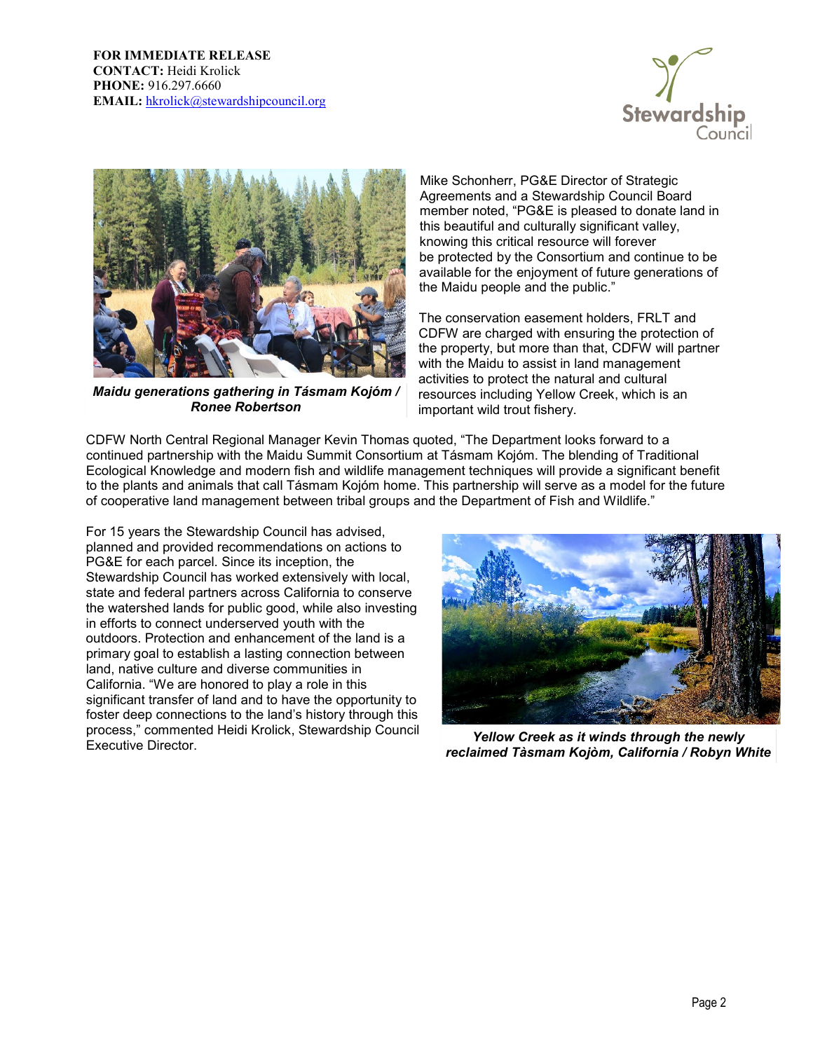**FOR IMMEDIATE RELEASE**
**CONTACT:** Heidi Krolick
**PHONE:** 916.297.6660
**EMAIL:** hkrolick@stewardshipcouncil.org

***Maidu generations gathering in Tásmam Kojóm / Ronee Robertson***

Mike Schonherr, PG&E Director of Strategic Agreements and a Stewardship Council Board member noted, "PG&E is pleased to donate land in this beautiful and culturally significant valley, knowing this critical resource will forever be protected by the Consortium and continue to be available for the enjoyment of future generations of the Maidu people and the public."

The conservation easement holders, FRLT and CDFW are charged with ensuring the protection of the property, but more than that, CDFW will partner with the Maidu to assist in land management activities to protect the natural and cultural resources including Yellow Creek, which is an important wild trout fishery.

CDFW North Central Regional Manager Kevin Thomas quoted, "The Department looks forward to a continued partnership with the Maidu Summit Consortium at Tásmam Kojóm. The blending of Traditional Ecological Knowledge and modern fish and wildlife management techniques will provide a significant benefit to the plants and animals that call Tásmam Kojóm home. This partnership will serve as a model for the future of cooperative land management between tribal groups and the Department of Fish and Wildlife."

For 15 years the Stewardship Council has advised, planned and provided recommendations on actions to PG&E for each parcel. Since its inception, the Stewardship Council has worked extensively with local, state and federal partners across California to conserve the watershed lands for public good, while also investing in efforts to connect underserved youth with the outdoors. Protection and enhancement of the land is a primary goal to establish a lasting connection between land, native culture and diverse communities in California. "We are honored to play a role in this significant transfer of land and to have the opportunity to foster deep connections to the land's history through this process," commented Heidi Krolick, Stewardship Council Executive Director.

***Yellow Creek as it winds through the newly reclaimed Tàsmam Kojòm, California / Robyn White***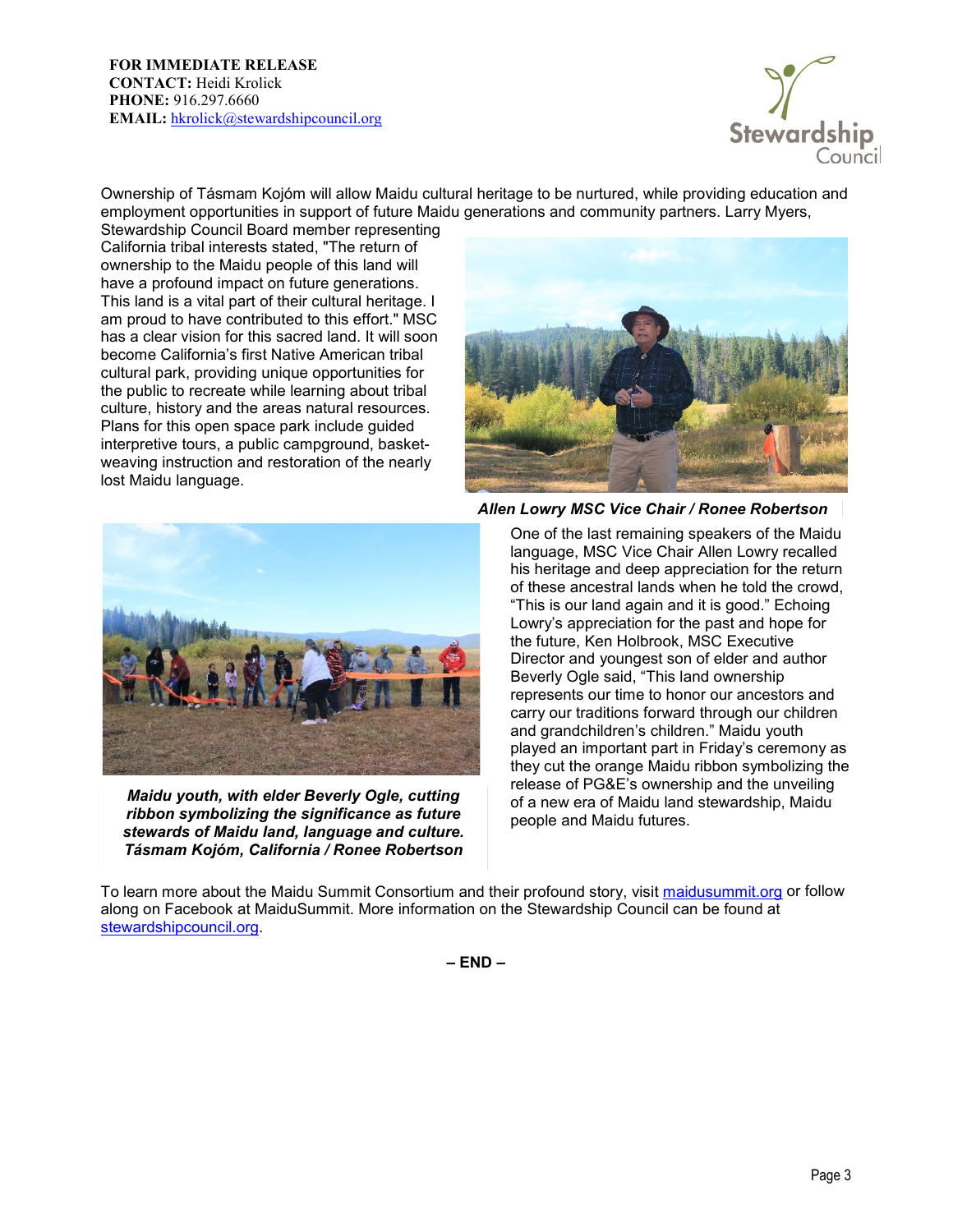**FOR IMMEDIATE RELEASE**
**CONTACT:** Heidi Krolick
**PHONE:** 916.297.6660
**EMAIL:** [hkrolick@stewardshipcouncil.org](mailto:hkrolick@stewardshipcouncil.org)

Stewardship Council

Ownership of Tásmam Kojóm will allow Maidu cultural heritage to be nurtured, while providing education and employment opportunities in support of future Maidu generations and community partners. Larry Myers, Stewardship Council Board member representing California tribal interests stated, "The return of ownership to the Maidu people of this land will have a profound impact on future generations. This land is a vital part of their cultural heritage. I am proud to have contributed to this effort." MSC has a clear vision for this sacred land. It will soon become California's first Native American tribal cultural park, providing unique opportunities for the public to recreate while learning about tribal culture, history and the areas natural resources. Plans for this open space park include guided interpretive tours, a public campground, basket-weaving instruction and restoration of the nearly lost Maidu language.

***Allen Lowry MSC Vice Chair / Ronee Robertson***

***Maidu youth, with elder Beverly Ogle, cutting ribbon symbolizing the significance as future stewards of Maidu land, language and culture. Tásmam Kojóm, California / Ronee Robertson***

One of the last remaining speakers of the Maidu language, MSC Vice Chair Allen Lowry recalled his heritage and deep appreciation for the return of these ancestral lands when he told the crowd, "This is our land again and it is good." Echoing Lowry's appreciation for the past and hope for the future, Ken Holbrook, MSC Executive Director and youngest son of elder and author Beverly Ogle said, "This land ownership represents our time to honor our ancestors and carry our traditions forward through our children and grandchildren's children." Maidu youth played an important part in Friday's ceremony as they cut the orange Maidu ribbon symbolizing the release of PG&E's ownership and the unveiling of a new era of Maidu land stewardship, Maidu people and Maidu futures.

To learn more about the Maidu Summit Consortium and their profound story, visit [maidusummit.org](http://maidusummit.org) or follow along on Facebook at MaiduSummit. More information on the Stewardship Council can be found at [stewardshipcouncil.org](http://stewardshipcouncil.org).

**– END –**